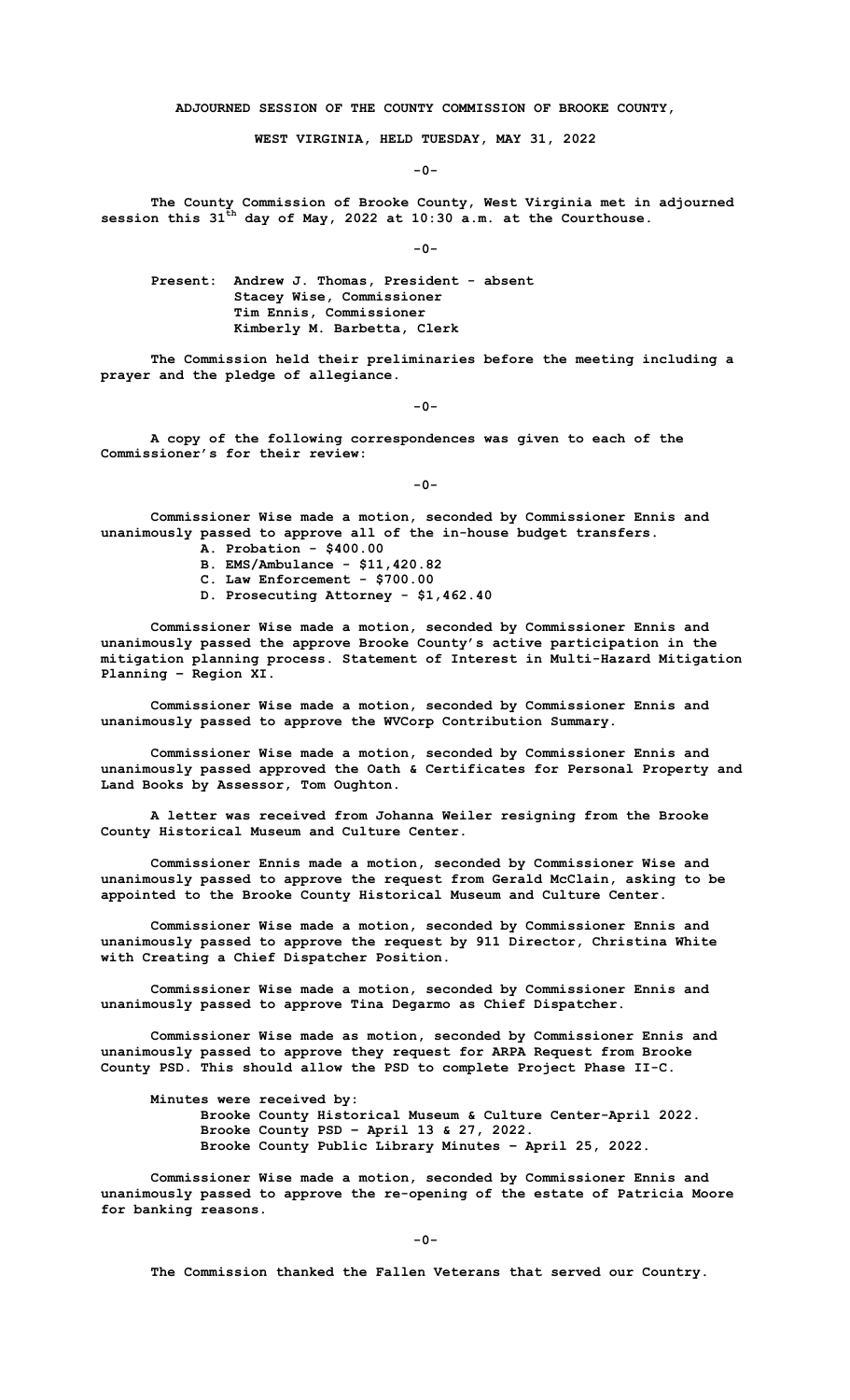**ADJOURNED SESSION OF THE COUNTY COMMISSION OF BROOKE COUNTY,**

**WEST VIRGINIA, HELD TUESDAY, MAY 31, 2022**

**-0-**

**The County Commission of Brooke County, West Virginia met in adjourned session this 31st day of May, 2022 at 10:30 a.m. at the Courthouse.**

**-0-**

**Present: Andrew J. Thomas, President - absent**
**Stacey Wise, Commissioner**
**Tim Ennis, Commissioner**
**Kimberly M. Barbetta, Clerk**

**The Commission held their preliminaries before the meeting including a prayer and the pledge of allegiance.**

**-0-**

**A copy of the following correspondences was given to each of the Commissioner's for their review:**

**-0-**

**Commissioner Wise made a motion, seconded by Commissioner Ennis and unanimously passed to approve all of the in-house budget transfers.**

**A. Probation - $400.00**
**B. EMS/Ambulance - $11,420.82**
**C. Law Enforcement - $700.00**
**D. Prosecuting Attorney - $1,462.40**

**Commissioner Wise made a motion, seconded by Commissioner Ennis and unanimously passed the approve Brooke County's active participation in the mitigation planning process. Statement of Interest in Multi-Hazard Mitigation Planning – Region XI.**

**Commissioner Wise made a motion, seconded by Commissioner Ennis and unanimously passed to approve the WVCorp Contribution Summary.**

**Commissioner Wise made a motion, seconded by Commissioner Ennis and unanimously passed approved the Oath & Certificates for Personal Property and Land Books by Assessor, Tom Oughton.**

**A letter was received from Johanna Weiler resigning from the Brooke County Historical Museum and Culture Center.**

**Commissioner Ennis made a motion, seconded by Commissioner Wise and unanimously passed to approve the request from Gerald McClain, asking to be appointed to the Brooke County Historical Museum and Culture Center.**

**Commissioner Wise made a motion, seconded by Commissioner Ennis and unanimously passed to approve the request by 911 Director, Christina White with Creating a Chief Dispatcher Position.**

**Commissioner Wise made a motion, seconded by Commissioner Ennis and unanimously passed to approve Tina Degarmo as Chief Dispatcher.**

**Commissioner Wise made as motion, seconded by Commissioner Ennis and unanimously passed to approve they request for ARPA Request from Brooke County PSD. This should allow the PSD to complete Project Phase II-C.**

**Minutes were received by:**
**Brooke County Historical Museum & Culture Center-April 2022.**
**Brooke County PSD – April 13 & 27, 2022.**
**Brooke County Public Library Minutes – April 25, 2022.**

**Commissioner Wise made a motion, seconded by Commissioner Ennis and unanimously passed to approve the re-opening of the estate of Patricia Moore for banking reasons.**

**-0-**

**The Commission thanked the Fallen Veterans that served our Country.**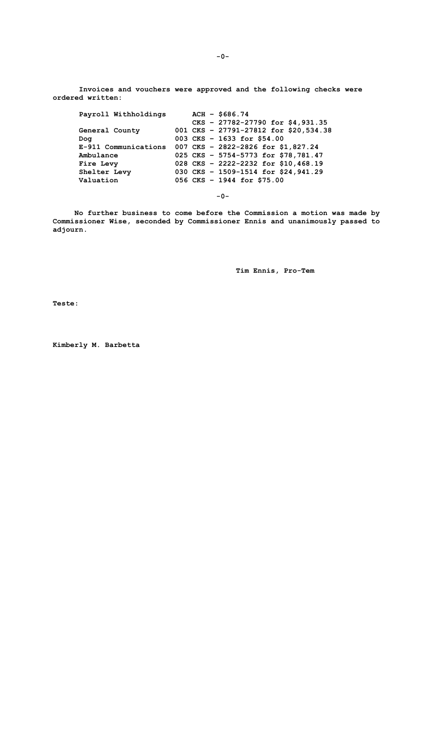-0-

Invoices and vouchers were approved and the following checks were ordered written:

| | |
|---|---|
| Payroll Withholdings | ACH – $686.74 |
| | CKS – 27782-27790 for $4,931.35 |
| General County | 001 CKS – 27791-27812 for $20,534.38 |
| Dog | 003 CKS – 1633 for $54.00 |
| E-911 Communications | 007 CKS – 2822-2826 for $1,827.24 |
| Ambulance | 025 CKS – 5754-5773 for $78,781.47 |
| Fire Levy | 028 CKS – 2222-2232 for $10,468.19 |
| Shelter Levy | 030 CKS – 1509-1514 for $24,941.29 |
| Valuation | 056 CKS – 1944 for $75.00 |

-0-

No further business to come before the Commission a motion was made by Commissioner Wise, seconded by Commissioner Ennis and unanimously passed to adjourn.

Tim Ennis, Pro-Tem

Teste:

Kimberly M. Barbetta